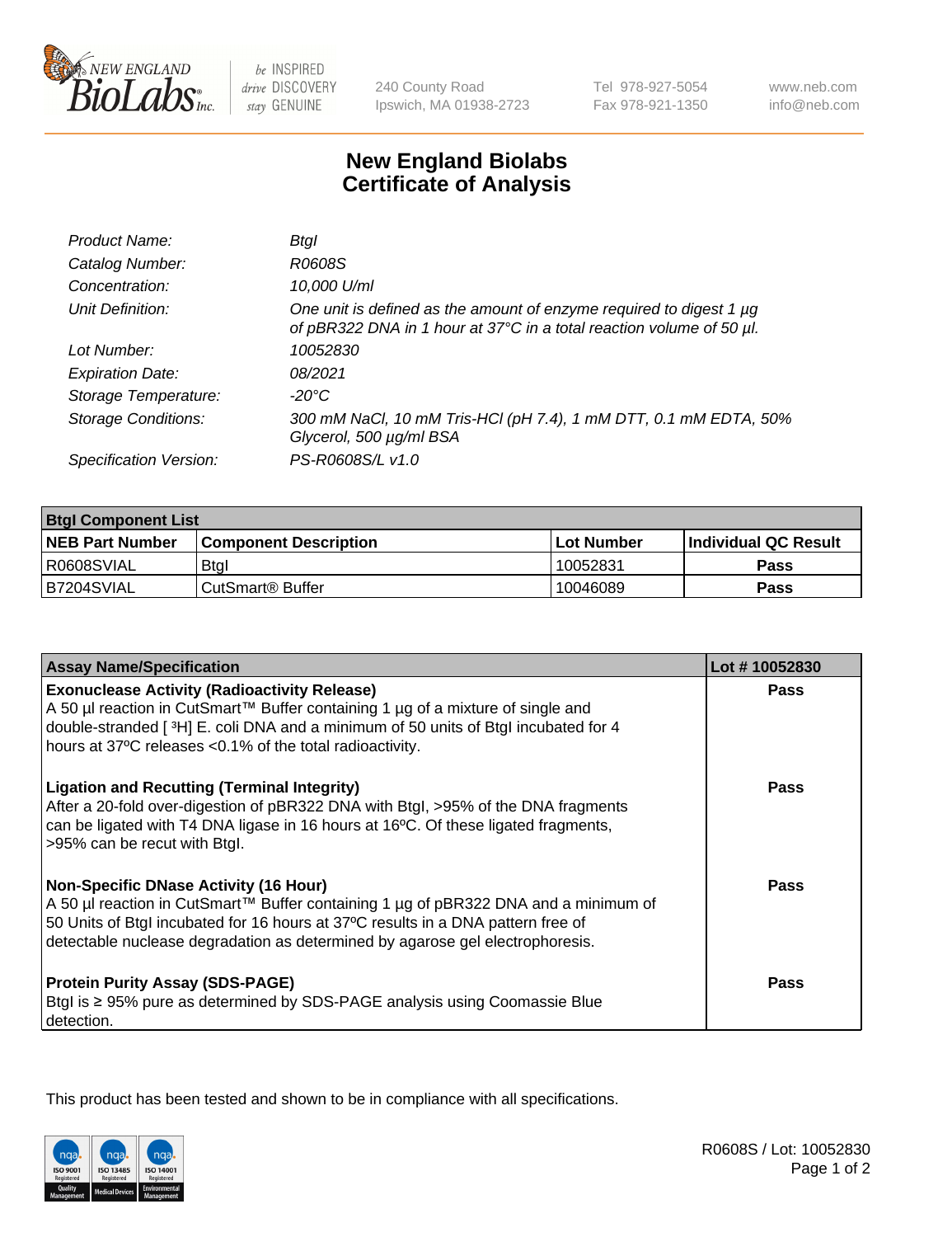240 County Road
Ipswich, MA 01938-2723

Tel 978-927-5054
Fax 978-921-1350

www.neb.com
info@neb.com

# New England Biolabs
# Certificate of Analysis

| | |
|---|---|
| *Product Name:* | *BtgI* |
| *Catalog Number:* | *R0608S* |
| *Concentration:* | *10,000 U/ml* |
| *Unit Definition:* | *One unit is defined as the amount of enzyme required to digest 1 µg of pBR322 DNA in 1 hour at 37°C in a total reaction volume of 50 µl.* |
| *Lot Number:* | *10052830* |
| *Expiration Date:* | *08/2021* |
| *Storage Temperature:* | *-20°C* |
| *Storage Conditions:* | *300 mM NaCl, 10 mM Tris-HCl (pH 7.4), 1 mM DTT, 0.1 mM EDTA, 50% Glycerol, 500 µg/ml BSA* |
| *Specification Version:* | *PS-R0608S/L v1.0* |

| **BtgI Component List** | | | |
|---|---|---|---|
| **NEB Part Number** | **Component Description** | **Lot Number** | **Individual QC Result** |
| R0608SVIAL | BtgI | 10052831 | **Pass** |
| B7204SVIAL | CutSmart® Buffer | 10046089 | **Pass** |

| **Assay Name/Specification** | **Lot # 10052830** |
|---|---|
| **Exonuclease Activity (Radioactivity Release)**<br>A 50 µl reaction in CutSmart™ Buffer containing 1 µg of a mixture of single and double-stranded [ $^3$H] E. coli DNA and a minimum of 50 units of BtgI incubated for 4 hours at 37ºC releases <0.1% of the total radioactivity. | **Pass** |
| **Ligation and Recutting (Terminal Integrity)**<br>After a 20-fold over-digestion of pBR322 DNA with BtgI, >95% of the DNA fragments can be ligated with T4 DNA ligase in 16 hours at 16ºC. Of these ligated fragments, >95% can be recut with BtgI. | **Pass** |
| **Non-Specific DNase Activity (16 Hour)**<br>A 50 µl reaction in CutSmart™ Buffer containing 1 µg of pBR322 DNA and a minimum of 50 Units of BtgI incubated for 16 hours at 37ºC results in a DNA pattern free of detectable nuclease degradation as determined by agarose gel electrophoresis. | **Pass** |
| **Protein Purity Assay (SDS-PAGE)**<br>BtgI is ≥ 95% pure as determined by SDS-PAGE analysis using Coomassie Blue detection. | **Pass** |

This product has been tested and shown to be in compliance with all specifications.

R0608S / Lot: 10052830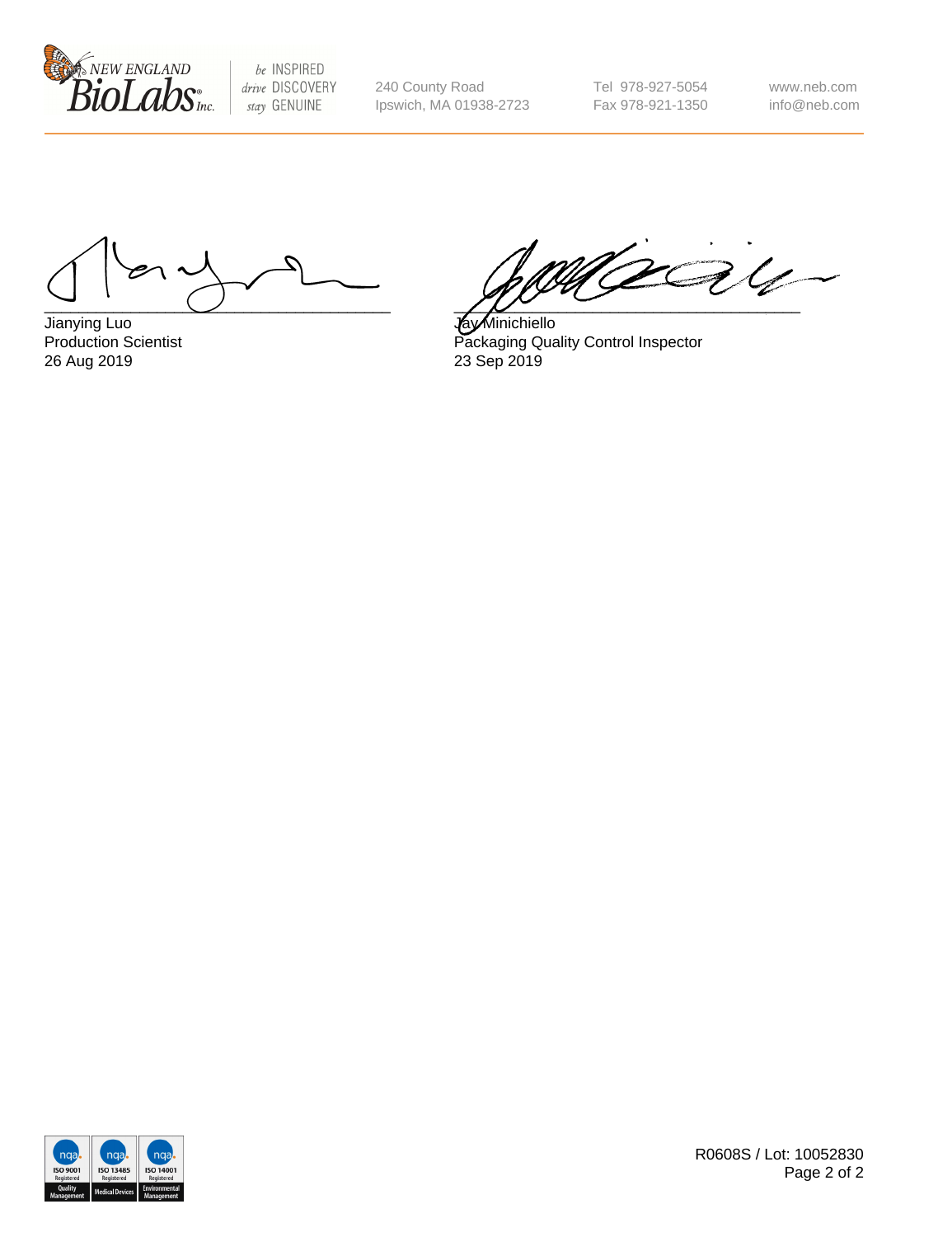Jianying Luo
Production Scientist
26 Aug 2019

Jay Minichiello
Packaging Quality Control Inspector
23 Sep 2019

R0608S / Lot: 10052830